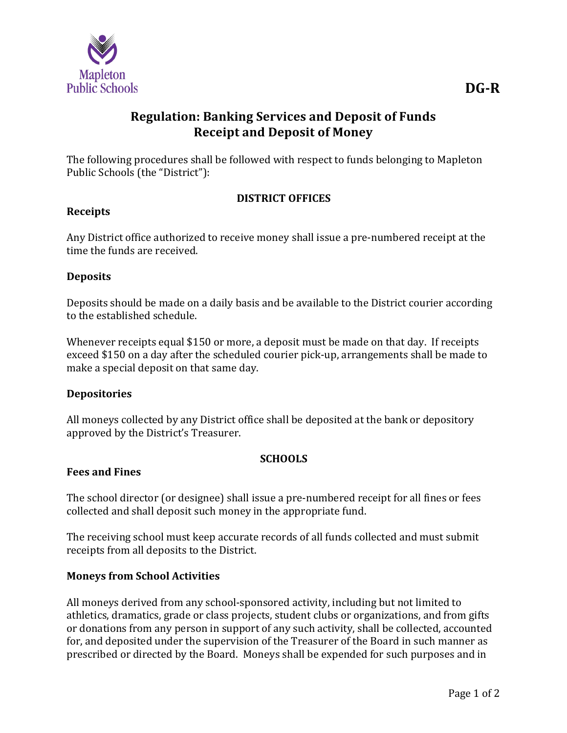DG-R

# Regulation: Banking Services and Deposit of Funds
# Receipt and Deposit of Money

The following procedures shall be followed with respect to funds belonging to Mapleton Public Schools (the "District"):

## DISTRICT OFFICES

### Receipts

Any District office authorized to receive money shall issue a pre-numbered receipt at the time the funds are received.

### Deposits

Deposits should be made on a daily basis and be available to the District courier according to the established schedule.

Whenever receipts equal $150 or more, a deposit must be made on that day. If receipts exceed $150 on a day after the scheduled courier pick-up, arrangements shall be made to make a special deposit on that same day.

### Depositories

All moneys collected by any District office shall be deposited at the bank or depository approved by the District's Treasurer.

## SCHOOLS

### Fees and Fines

The school director (or designee) shall issue a pre-numbered receipt for all fines or fees collected and shall deposit such money in the appropriate fund.

The receiving school must keep accurate records of all funds collected and must submit receipts from all deposits to the District.

### Moneys from School Activities

All moneys derived from any school-sponsored activity, including but not limited to athletics, dramatics, grade or class projects, student clubs or organizations, and from gifts or donations from any person in support of any such activity, shall be collected, accounted for, and deposited under the supervision of the Treasurer of the Board in such manner as prescribed or directed by the Board. Moneys shall be expended for such purposes and in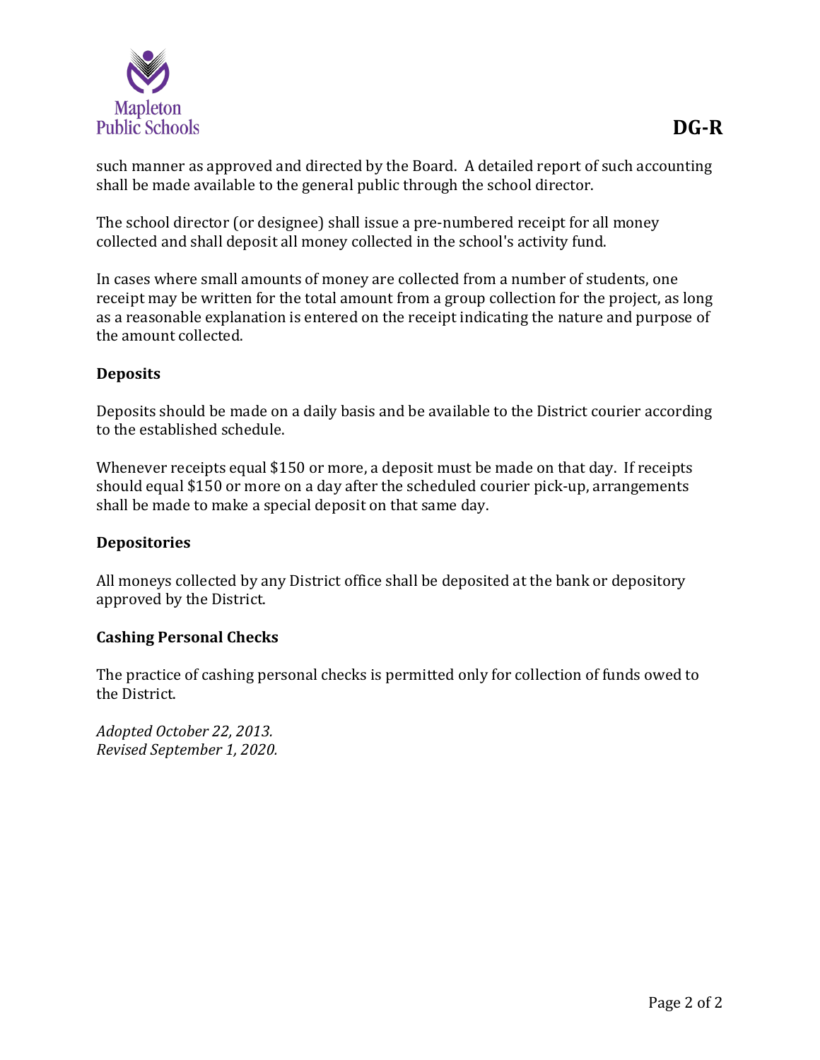such manner as approved and directed by the Board. A detailed report of such accounting shall be made available to the general public through the school director.

The school director (or designee) shall issue a pre-numbered receipt for all money collected and shall deposit all money collected in the school's activity fund.

In cases where small amounts of money are collected from a number of students, one receipt may be written for the total amount from a group collection for the project, as long as a reasonable explanation is entered on the receipt indicating the nature and purpose of the amount collected.

**Deposits**

Deposits should be made on a daily basis and be available to the District courier according to the established schedule.

Whenever receipts equal $150 or more, a deposit must be made on that day. If receipts should equal $150 or more on a day after the scheduled courier pick-up, arrangements shall be made to make a special deposit on that same day.

**Depositories**

All moneys collected by any District office shall be deposited at the bank or depository approved by the District.

**Cashing Personal Checks**

The practice of cashing personal checks is permitted only for collection of funds owed to the District.

*Adopted October 22, 2013.*
*Revised September 1, 2020.*